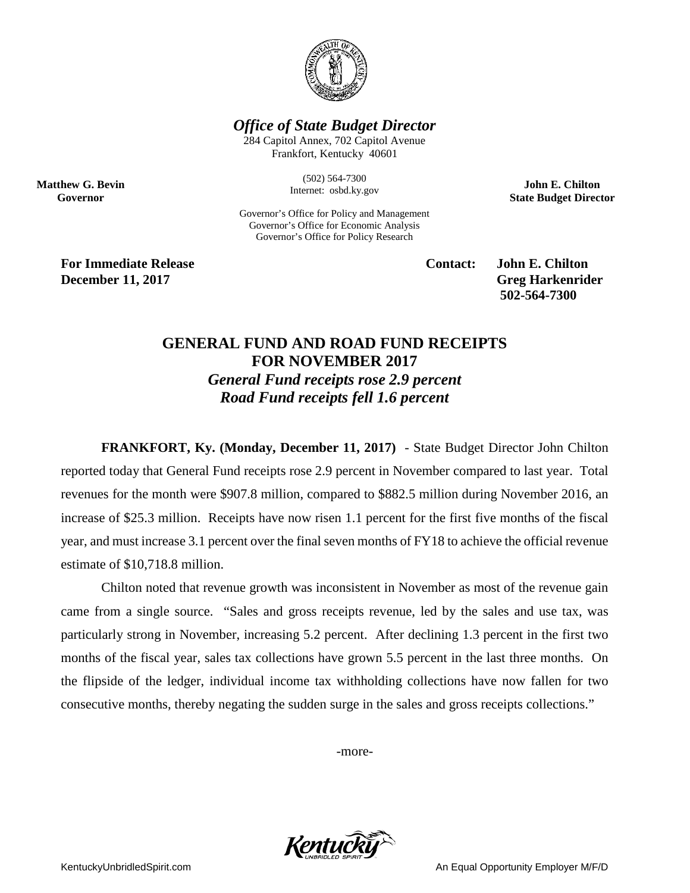***Office of State Budget Director***

284 Capitol Annex, 702 Capitol Avenue
Frankfort, Kentucky 40601

(502) 564-7300
Internet: osbd.ky.gov

**Matthew G. Bevin**
**Governor**

**John E. Chilton**
**State Budget Director**

Governor's Office for Policy and Management
Governor's Office for Economic Analysis
Governor's Office for Policy Research

**For Immediate Release**
**December 11, 2017**

**Contact: John E. Chilton**
**Greg Harkenrider**
**502-564-7300**

# GENERAL FUND AND ROAD FUND RECEIPTS FOR NOVEMBER 2017

## *General Fund receipts rose 2.9 percent*
## *Road Fund receipts fell 1.6 percent*

**FRANKFORT, Ky. (Monday, December 11, 2017)** - State Budget Director John Chilton reported today that General Fund receipts rose 2.9 percent in November compared to last year. Total revenues for the month were \$907.8 million, compared to \$882.5 million during November 2016, an increase of \$25.3 million. Receipts have now risen 1.1 percent for the first five months of the fiscal year, and must increase 3.1 percent over the final seven months of FY18 to achieve the official revenue estimate of \$10,718.8 million.

Chilton noted that revenue growth was inconsistent in November as most of the revenue gain came from a single source. "Sales and gross receipts revenue, led by the sales and use tax, was particularly strong in November, increasing 5.2 percent. After declining 1.3 percent in the first two months of the fiscal year, sales tax collections have grown 5.5 percent in the last three months. On the flipside of the ledger, individual income tax withholding collections have now fallen for two consecutive months, thereby negating the sudden surge in the sales and gross receipts collections."

-more-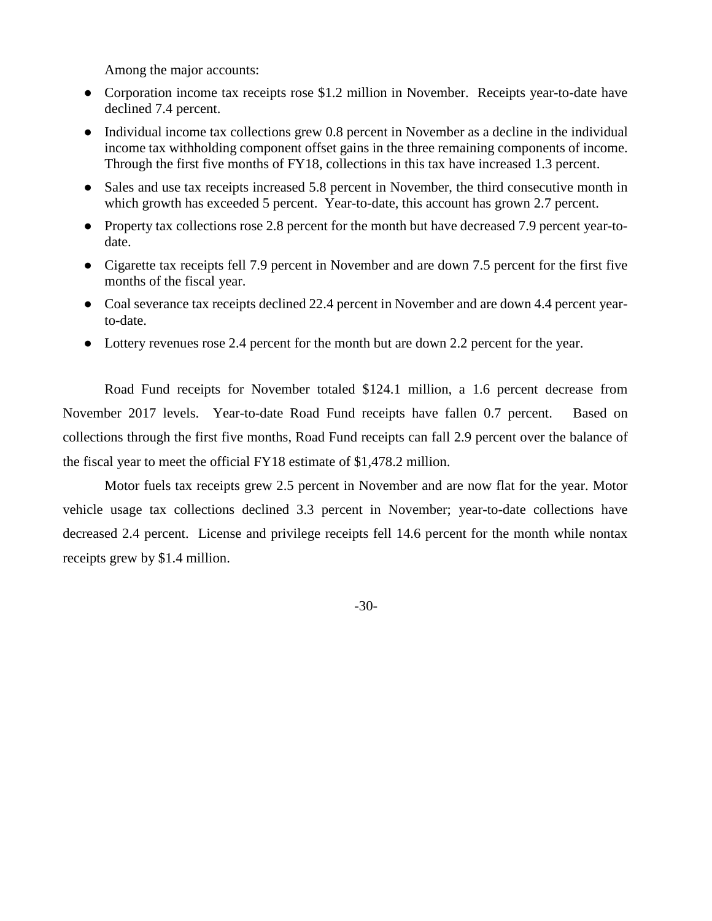Among the major accounts:

- Corporation income tax receipts rose $1.2 million in November. Receipts year-to-date have declined 7.4 percent.
- Individual income tax collections grew 0.8 percent in November as a decline in the individual income tax withholding component offset gains in the three remaining components of income. Through the first five months of FY18, collections in this tax have increased 1.3 percent.
- Sales and use tax receipts increased 5.8 percent in November, the third consecutive month in which growth has exceeded 5 percent. Year-to-date, this account has grown 2.7 percent.
- Property tax collections rose 2.8 percent for the month but have decreased 7.9 percent year-to-date.
- Cigarette tax receipts fell 7.9 percent in November and are down 7.5 percent for the first five months of the fiscal year.
- Coal severance tax receipts declined 22.4 percent in November and are down 4.4 percent year-to-date.
- Lottery revenues rose 2.4 percent for the month but are down 2.2 percent for the year.

Road Fund receipts for November totaled $124.1 million, a 1.6 percent decrease from November 2017 levels. Year-to-date Road Fund receipts have fallen 0.7 percent. Based on collections through the first five months, Road Fund receipts can fall 2.9 percent over the balance of the fiscal year to meet the official FY18 estimate of $1,478.2 million.

Motor fuels tax receipts grew 2.5 percent in November and are now flat for the year. Motor vehicle usage tax collections declined 3.3 percent in November; year-to-date collections have decreased 2.4 percent. License and privilege receipts fell 14.6 percent for the month while nontax receipts grew by $1.4 million.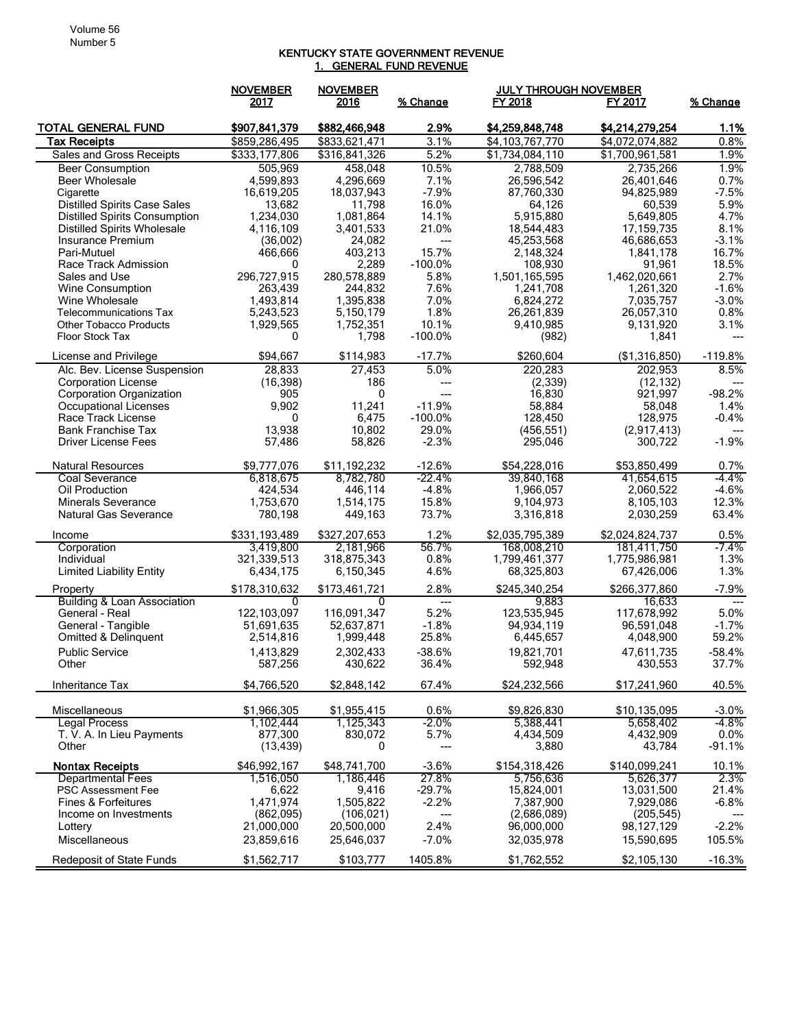# KENTUCKY STATE GOVERNMENT REVENUE

## 1. GENERAL FUND REVENUE

| | NOVEMBER 2017 | NOVEMBER 2016 | % Change | JULY THROUGH NOVEMBER FY 2018 | FY 2017 | % Change |
|---|---|---|---|---|---|---|
| **TOTAL GENERAL FUND** | **$907,841,379** | **$882,466,948** | **2.9%** | **$4,259,848,748** | **$4,214,279,254** | **1.1%** |
| **Tax Receipts** | $859,286,495 | $833,621,471 | 3.1% | $4,103,767,770 | $4,072,074,882 | 0.8% |
| Sales and Gross Receipts | $333,177,806 | $316,841,326 | 5.2% | $1,734,084,110 | $1,700,961,581 | 1.9% |
| Beer Consumption | 505,969 | 458,048 | 10.5% | 2,788,509 | 2,735,266 | 1.9% |
| Beer Wholesale | 4,599,893 | 4,296,669 | 7.1% | 26,596,542 | 26,401,646 | 0.7% |
| Cigarette | 16,619,205 | 18,037,943 | -7.9% | 87,760,330 | 94,825,989 | -7.5% |
| Distilled Spirits Case Sales | 13,682 | 11,798 | 16.0% | 64,126 | 60,539 | 5.9% |
| Distilled Spirits Consumption | 1,234,030 | 1,081,864 | 14.1% | 5,915,880 | 5,649,805 | 4.7% |
| Distilled Spirits Wholesale | 4,116,109 | 3,401,533 | 21.0% | 18,544,483 | 17,159,735 | 8.1% |
| Insurance Premium | (36,002) | 24,082 | --- | 45,253,568 | 46,686,653 | -3.1% |
| Pari-Mutuel | 466,666 | 403,213 | 15.7% | 2,148,324 | 1,841,178 | 16.7% |
| Race Track Admission | 0 | 2,289 | -100.0% | 108,930 | 91,961 | 18.5% |
| Sales and Use | 296,727,915 | 280,578,889 | 5.8% | 1,501,165,595 | 1,462,020,661 | 2.7% |
| Wine Consumption | 263,439 | 244,832 | 7.6% | 1,241,708 | 1,261,320 | -1.6% |
| Wine Wholesale | 1,493,814 | 1,395,838 | 7.0% | 6,824,272 | 7,035,757 | -3.0% |
| Telecommunications Tax | 5,243,523 | 5,150,179 | 1.8% | 26,261,839 | 26,057,310 | 0.8% |
| Other Tobacco Products | 1,929,565 | 1,752,351 | 10.1% | 9,410,985 | 9,131,920 | 3.1% |
| Floor Stock Tax | 0 | 1,798 | -100.0% | (982) | 1,841 | --- |
| License and Privilege | $94,667 | $114,983 | -17.7% | $260,604 | ($1,316,850) | -119.8% |
| Alc. Bev. License Suspension | 28,833 | 27,453 | 5.0% | 220,283 | 202,953 | 8.5% |
| Corporation License | (16,398) | 186 | --- | (2,339) | (12,132) | --- |
| Corporation Organization | 905 | 0 | --- | 16,830 | 921,997 | -98.2% |
| Occupational Licenses | 9,902 | 11,241 | -11.9% | 58,884 | 58,048 | 1.4% |
| Race Track License | 0 | 6,475 | -100.0% | 128,450 | 128,975 | -0.4% |
| Bank Franchise Tax | 13,938 | 10,802 | 29.0% | (456,551) | (2,917,413) | --- |
| Driver License Fees | 57,486 | 58,826 | -2.3% | 295,046 | 300,722 | -1.9% |
| Natural Resources | $9,777,076 | $11,192,232 | -12.6% | $54,228,016 | $53,850,499 | 0.7% |
| Coal Severance | 6,818,675 | 8,782,780 | -22.4% | 39,840,168 | 41,654,615 | -4.4% |
| Oil Production | 424,534 | 446,114 | -4.8% | 1,966,057 | 2,060,522 | -4.6% |
| Minerals Severance | 1,753,670 | 1,514,175 | 15.8% | 9,104,973 | 8,105,103 | 12.3% |
| Natural Gas Severance | 780,198 | 449,163 | 73.7% | 3,316,818 | 2,030,259 | 63.4% |
| Income | $331,193,489 | $327,207,653 | 1.2% | $2,035,795,389 | $2,024,824,737 | 0.5% |
| Corporation | 3,419,800 | 2,181,966 | 56.7% | 168,008,210 | 181,411,750 | -7.4% |
| Individual | 321,339,513 | 318,875,343 | 0.8% | 1,799,461,377 | 1,775,986,981 | 1.3% |
| Limited Liability Entity | 6,434,175 | 6,150,345 | 4.6% | 68,325,803 | 67,426,006 | 1.3% |
| Property | $178,310,632 | $173,461,721 | 2.8% | $245,340,254 | $266,377,860 | -7.9% |
| Building & Loan Association | 0 | 0 | --- | 9,883 | 16,633 | --- |
| General - Real | 122,103,097 | 116,091,347 | 5.2% | 123,535,945 | 117,678,992 | 5.0% |
| General - Tangible | 51,691,635 | 52,637,871 | -1.8% | 94,934,119 | 96,591,048 | -1.7% |
| Omitted & Delinquent | 2,514,816 | 1,999,448 | 25.8% | 6,445,657 | 4,048,900 | 59.2% |
| Public Service | 1,413,829 | 2,302,433 | -38.6% | 19,821,701 | 47,611,735 | -58.4% |
| Other | 587,256 | 430,622 | 36.4% | 592,948 | 430,553 | 37.7% |
| Inheritance Tax | $4,766,520 | $2,848,142 | 67.4% | $24,232,566 | $17,241,960 | 40.5% |
| Miscellaneous | $1,966,305 | $1,955,415 | 0.6% | $9,826,830 | $10,135,095 | -3.0% |
| Legal Process | 1,102,444 | 1,125,343 | -2.0% | 5,388,441 | 5,658,402 | -4.8% |
| T. V. A. In Lieu Payments | 877,300 | 830,072 | 5.7% | 4,434,509 | 4,432,909 | 0.0% |
| Other | (13,439) | 0 | --- | 3,880 | 43,784 | -91.1% |
| **Nontax Receipts** | $46,992,167 | $48,741,700 | -3.6% | $154,318,426 | $140,099,241 | 10.1% |
| Departmental Fees | 1,516,050 | 1,186,446 | 27.8% | 5,756,636 | 5,626,377 | 2.3% |
| PSC Assessment Fee | 6,622 | 9,416 | -29.7% | 15,824,001 | 13,031,500 | 21.4% |
| Fines & Forfeitures | 1,471,974 | 1,505,822 | -2.2% | 7,387,900 | 7,929,086 | -6.8% |
| Income on Investments | (862,095) | (106,021) | --- | (2,686,089) | (205,545) | --- |
| Lottery | 21,000,000 | 20,500,000 | 2.4% | 96,000,000 | 98,127,129 | -2.2% |
| Miscellaneous | 23,859,616 | 25,646,037 | -7.0% | 32,035,978 | 15,590,695 | 105.5% |
| Redeposit of State Funds | $1,562,717 | $103,777 | 1405.8% | $1,762,552 | $2,105,130 | -16.3% |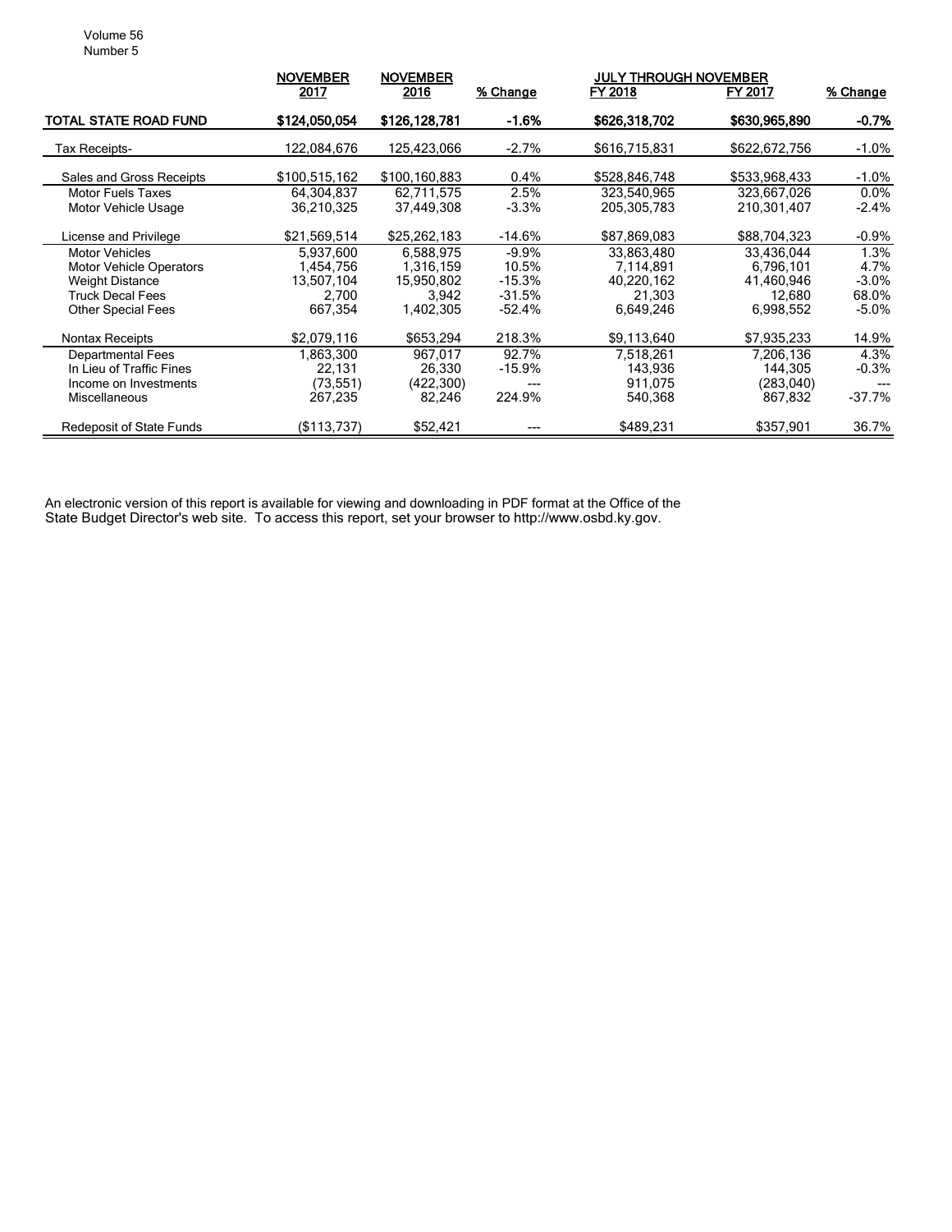| | NOVEMBER 2017 | NOVEMBER 2016 | % Change | JULY THROUGH NOVEMBER FY 2018 | FY 2017 | % Change |
|---|---|---|---|---|---|---|
| **TOTAL STATE ROAD FUND** | **$124,050,054** | **$126,128,781** | **-1.6%** | **$626,318,702** | **$630,965,890** | **-0.7%** |
| Tax Receipts- | 122,084,676 | 125,423,066 | -2.7% | $616,715,831 | $622,672,756 | -1.0% |
| Sales and Gross Receipts | $100,515,162 | $100,160,883 | 0.4% | $528,846,748 | $533,968,433 | -1.0% |
| Motor Fuels Taxes | 64,304,837 | 62,711,575 | 2.5% | 323,540,965 | 323,667,026 | 0.0% |
| Motor Vehicle Usage | 36,210,325 | 37,449,308 | -3.3% | 205,305,783 | 210,301,407 | -2.4% |
| License and Privilege | $21,569,514 | $25,262,183 | -14.6% | $87,869,083 | $88,704,323 | -0.9% |
| Motor Vehicles | 5,937,600 | 6,588,975 | -9.9% | 33,863,480 | 33,436,044 | 1.3% |
| Motor Vehicle Operators | 1,454,756 | 1,316,159 | 10.5% | 7,114,891 | 6,796,101 | 4.7% |
| Weight Distance | 13,507,104 | 15,950,802 | -15.3% | 40,220,162 | 41,460,946 | -3.0% |
| Truck Decal Fees | 2,700 | 3,942 | -31.5% | 21,303 | 12,680 | 68.0% |
| Other Special Fees | 667,354 | 1,402,305 | -52.4% | 6,649,246 | 6,998,552 | -5.0% |
| Nontax Receipts | $2,079,116 | $653,294 | 218.3% | $9,113,640 | $7,935,233 | 14.9% |
| Departmental Fees | 1,863,300 | 967,017 | 92.7% | 7,518,261 | 7,206,136 | 4.3% |
| In Lieu of Traffic Fines | 22,131 | 26,330 | -15.9% | 143,936 | 144,305 | -0.3% |
| Income on Investments | (73,551) | (422,300) | --- | 911,075 | (283,040) | --- |
| Miscellaneous | 267,235 | 82,246 | 224.9% | 540,368 | 867,832 | -37.7% |
| Redeposit of State Funds | ($113,737) | $52,421 | --- | $489,231 | $357,901 | 36.7% |

An electronic version of this report is available for viewing and downloading in PDF format at the Office of the State Budget Director's web site. To access this report, set your browser to http://www.osbd.ky.gov.